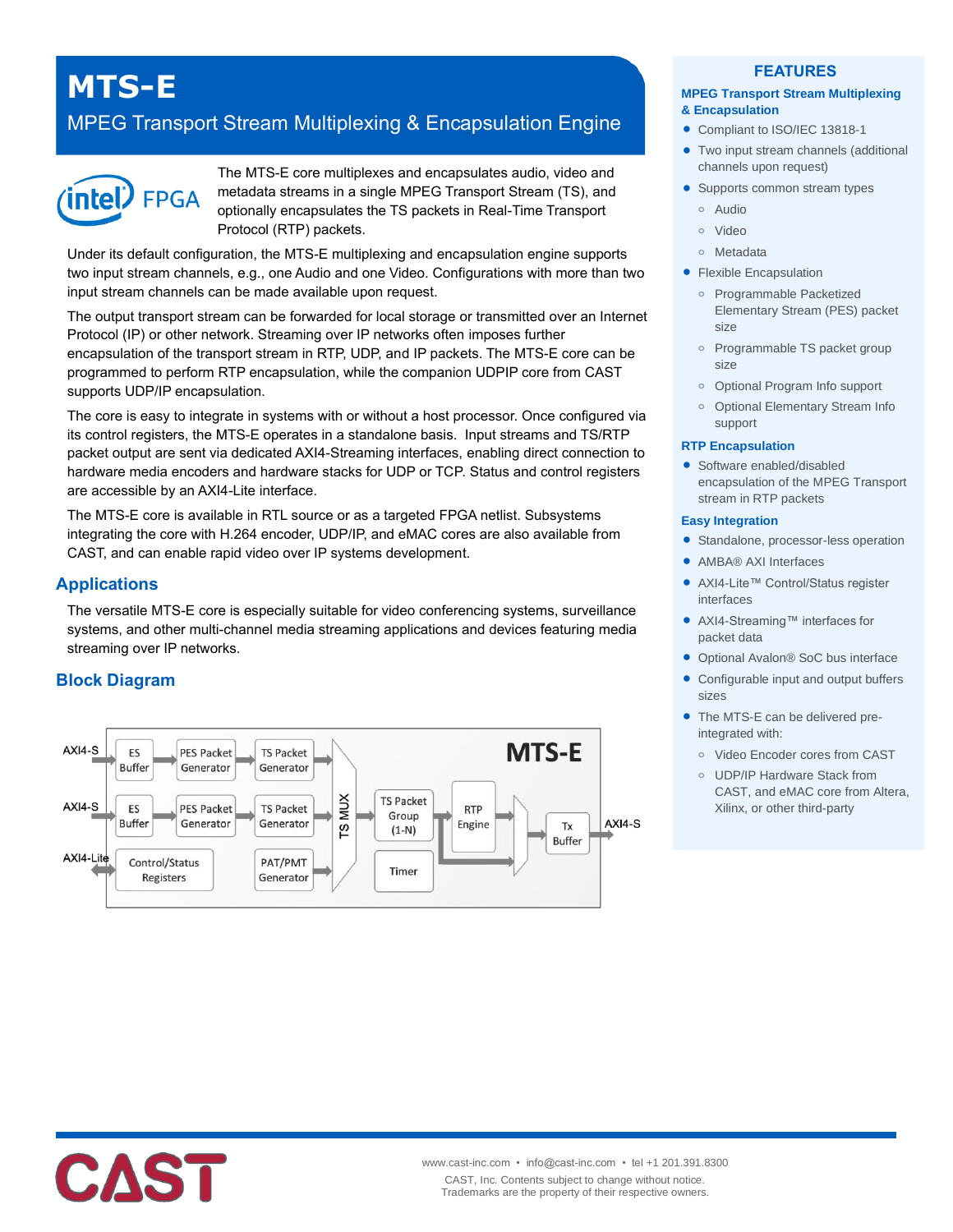# MTS-E

## MPEG Transport Stream Multiplexing & Encapsulation Engine

The MTS-E core multiplexes and encapsulates audio, video and metadata streams in a single MPEG Transport Stream (TS), and optionally encapsulates the TS packets in Real-Time Transport Protocol (RTP) packets.

Under its default configuration, the MTS-E multiplexing and encapsulation engine supports two input stream channels, e.g., one Audio and one Video. Configurations with more than two input stream channels can be made available upon request.

The output transport stream can be forwarded for local storage or transmitted over an Internet Protocol (IP) or other network. Streaming over IP networks often imposes further encapsulation of the transport stream in RTP, UDP, and IP packets. The MTS-E core can be programmed to perform RTP encapsulation, while the companion UDPIP core from CAST supports UDP/IP encapsulation.

The core is easy to integrate in systems with or without a host processor. Once configured via its control registers, the MTS-E operates in a standalone basis. Input streams and TS/RTP packet output are sent via dedicated AXI4-Streaming interfaces, enabling direct connection to hardware media encoders and hardware stacks for UDP or TCP. Status and control registers are accessible by an AXI4-Lite interface.

The MTS-E core is available in RTL source or as a targeted FPGA netlist. Subsystems integrating the core with H.264 encoder, UDP/IP, and eMAC cores are also available from CAST, and can enable rapid video over IP systems development.

## Applications

The versatile MTS-E core is especially suitable for video conferencing systems, surveillance systems, and other multi-channel media streaming applications and devices featuring media streaming over IP networks.

## Block Diagram

MTS-E

AXI4-S → ES Buffer → PES Packet Generator → TS Packet Generator → TS MUX

AXI4-S → ES Buffer → PES Packet Generator → TS Packet Generator → TS MUX

AXI4-Lite ↔ Control/Status Registers; PAT/PMT Generator → TS MUX

TS MUX → TS Packet Group (1-N) → RTP Engine → Tx Buffer → AXI4-S

Timer

## FEATURES

### MPEG Transport Stream Multiplexing & Encapsulation

- Compliant to ISO/IEC 13818-1
- Two input stream channels (additional channels upon request)
- Supports common stream types
  - Audio
  - Video
  - Metadata
- Flexible Encapsulation
  - Programmable Packetized Elementary Stream (PES) packet size
  - Programmable TS packet group size
  - Optional Program Info support
  - Optional Elementary Stream Info support

### RTP Encapsulation

- Software enabled/disabled encapsulation of the MPEG Transport stream in RTP packets

### Easy Integration

- Standalone, processor-less operation
- AMBA® AXI Interfaces
- AXI4-Lite™ Control/Status register interfaces
- AXI4-Streaming™ interfaces for packet data
- Optional Avalon® SoC bus interface
- Configurable input and output buffers sizes
- The MTS-E can be delivered pre-integrated with:
  - Video Encoder cores from CAST
  - UDP/IP Hardware Stack from CAST, and eMAC core from Altera, Xilinx, or other third-party

www.cast-inc.com • info@cast-inc.com • tel +1 201.391.8300

CAST, Inc. Contents subject to change without notice.
Trademarks are the property of their respective owners.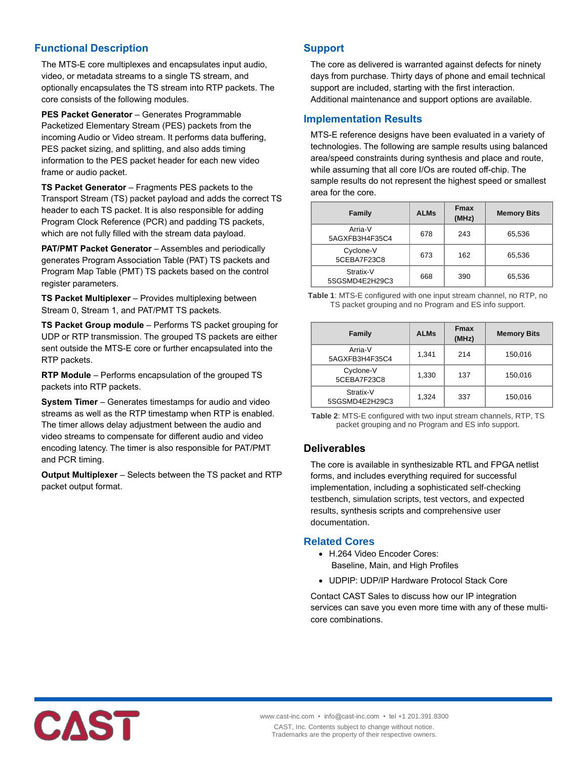## Functional Description

The MTS-E core multiplexes and encapsulates input audio, video, or metadata streams to a single TS stream, and optionally encapsulates the TS stream into RTP packets. The core consists of the following modules.

**PES Packet Generator** – Generates Programmable Packetized Elementary Stream (PES) packets from the incoming Audio or Video stream. It performs data buffering, PES packet sizing, and splitting, and also adds timing information to the PES packet header for each new video frame or audio packet.

**TS Packet Generator** – Fragments PES packets to the Transport Stream (TS) packet payload and adds the correct TS header to each TS packet. It is also responsible for adding Program Clock Reference (PCR) and padding TS packets, which are not fully filled with the stream data payload.

**PAT/PMT Packet Generator** – Assembles and periodically generates Program Association Table (PAT) TS packets and Program Map Table (PMT) TS packets based on the control register parameters.

**TS Packet Multiplexer** – Provides multiplexing between Stream 0, Stream 1, and PAT/PMT TS packets.

**TS Packet Group module** – Performs TS packet grouping for UDP or RTP transmission. The grouped TS packets are either sent outside the MTS-E core or further encapsulated into the RTP packets.

**RTP Module** – Performs encapsulation of the grouped TS packets into RTP packets.

**System Timer** – Generates timestamps for audio and video streams as well as the RTP timestamp when RTP is enabled. The timer allows delay adjustment between the audio and video streams to compensate for different audio and video encoding latency. The timer is also responsible for PAT/PMT and PCR timing.

**Output Multiplexer** – Selects between the TS packet and RTP packet output format.

## Support

The core as delivered is warranted against defects for ninety days from purchase. Thirty days of phone and email technical support are included, starting with the first interaction. Additional maintenance and support options are available.

## Implementation Results

MTS-E reference designs have been evaluated in a variety of technologies. The following are sample results using balanced area/speed constraints during synthesis and place and route, while assuming that all core I/Os are routed off-chip. The sample results do not represent the highest speed or smallest area for the core.

| Family | ALMs | Fmax (MHz) | Memory Bits |
|---|---|---|---|
| Arria-V 5AGXFB3H4F35C4 | 678 | 243 | 65,536 |
| Cyclone-V 5CEBA7F23C8 | 673 | 162 | 65,536 |
| Stratix-V 5SGSMD4E2H29C3 | 668 | 390 | 65,536 |

**Table 1**: MTS-E configured with one input stream channel, no RTP, no TS packet grouping and no Program and ES info support.

| Family | ALMs | Fmax (MHz) | Memory Bits |
|---|---|---|---|
| Arria-V 5AGXFB3H4F35C4 | 1,341 | 214 | 150,016 |
| Cyclone-V 5CEBA7F23C8 | 1,330 | 137 | 150,016 |
| Stratix-V 5SGSMD4E2H29C3 | 1,324 | 337 | 150,016 |

**Table 2**: MTS-E configured with two input stream channels, RTP, TS packet grouping and no Program and ES info support.

## Deliverables

The core is available in synthesizable RTL and FPGA netlist forms, and includes everything required for successful implementation, including a sophisticated self-checking testbench, simulation scripts, test vectors, and expected results, synthesis scripts and comprehensive user documentation.

## Related Cores

- H.264 Video Encoder Cores: Baseline, Main, and High Profiles
- UDPIP: UDP/IP Hardware Protocol Stack Core

Contact CAST Sales to discuss how our IP integration services can save you even more time with any of these multi-core combinations.